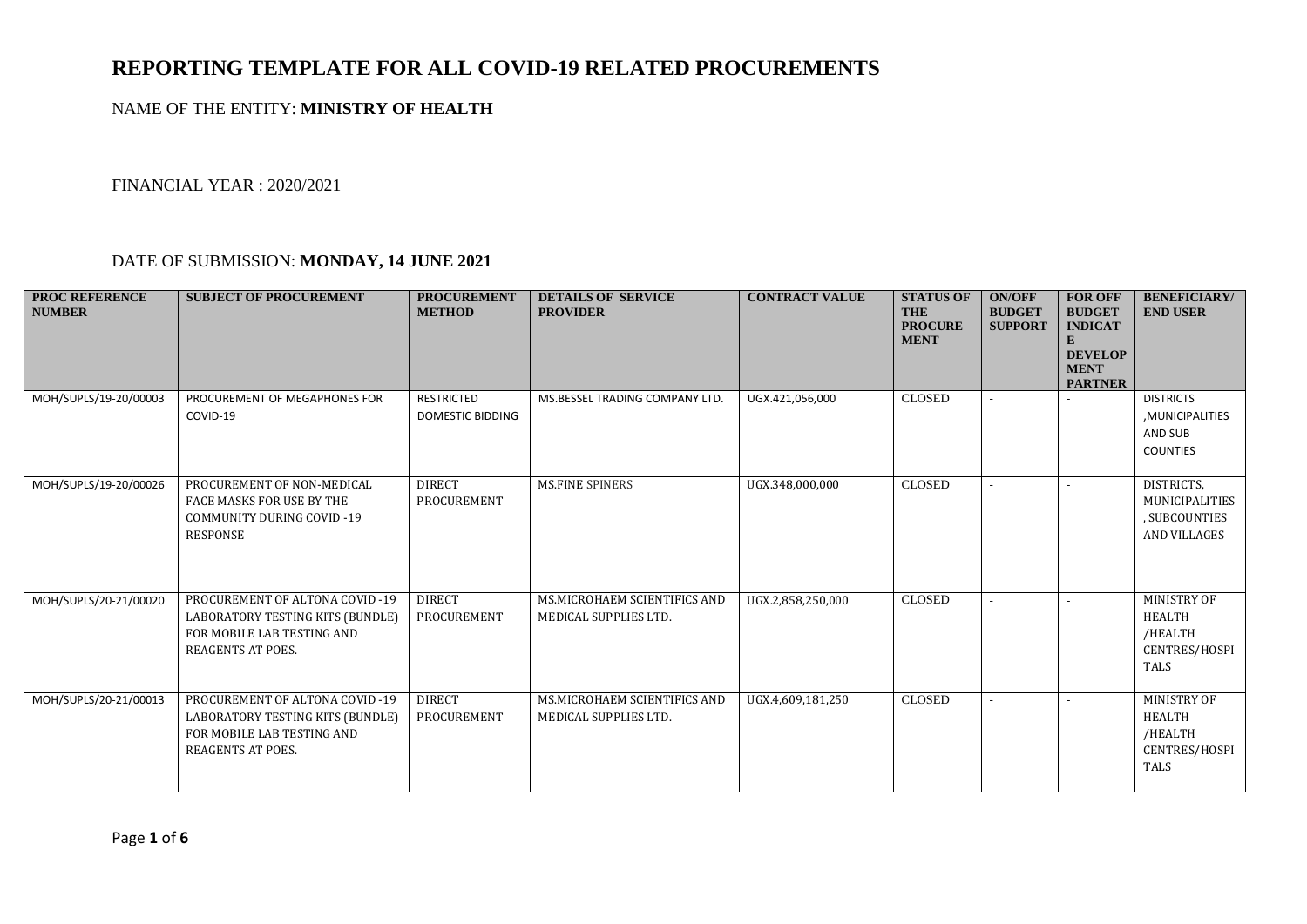# REPORTING TEMPLATE FOR ALL COVID-19 RELATED PROCUREMENTS

NAME OF THE ENTITY: **MINISTRY OF HEALTH**

FINANCIAL YEAR : 2020/2021

DATE OF SUBMISSION: **MONDAY, 14 JUNE 2021**

| PROC REFERENCE NUMBER | SUBJECT OF PROCUREMENT | PROCUREMENT METHOD | DETAILS OF SERVICE PROVIDER | CONTRACT VALUE | STATUS OF THE PROCUREMENT | ON/OFF BUDGET SUPPORT | FOR OFF BUDGET INDICATE DEVELOPMENT PARTNER | BENEFICIARY/ END USER |
|---|---|---|---|---|---|---|---|---|
| MOH/SUPLS/19-20/00003 | PROCUREMENT OF MEGAPHONES FOR COVID-19 | RESTRICTED DOMESTIC BIDDING | MS.BESSEL TRADING COMPANY LTD. | UGX.421,056,000 | CLOSED | - | - | DISTRICTS ,MUNICIPALITIES AND SUB COUNTIES |
| MOH/SUPLS/19-20/00026 | PROCUREMENT OF NON-MEDICAL FACE MASKS FOR USE BY THE COMMUNITY DURING COVID -19 RESPONSE | DIRECT PROCUREMENT | MS.FINE SPINERS | UGX.348,000,000 | CLOSED | - | - | DISTRICTS, MUNICIPALITIES , SUBCOUNTIES AND VILLAGES |
| MOH/SUPLS/20-21/00020 | PROCUREMENT OF ALTONA COVID -19 LABORATORY TESTING KITS (BUNDLE) FOR MOBILE LAB TESTING AND REAGENTS AT POES. | DIRECT PROCUREMENT | MS.MICROHAEM SCIENTIFICS AND MEDICAL SUPPLIES LTD. | UGX.2,858,250,000 | CLOSED | - | - | MINISTRY OF HEALTH /HEALTH CENTRES/HOSPITALS |
| MOH/SUPLS/20-21/00013 | PROCUREMENT OF ALTONA COVID -19 LABORATORY TESTING KITS (BUNDLE) FOR MOBILE LAB TESTING AND REAGENTS AT POES. | DIRECT PROCUREMENT | MS.MICROHAEM SCIENTIFICS AND MEDICAL SUPPLIES LTD. | UGX.4,609,181,250 | CLOSED | - | - | MINISTRY OF HEALTH /HEALTH CENTRES/HOSPITALS |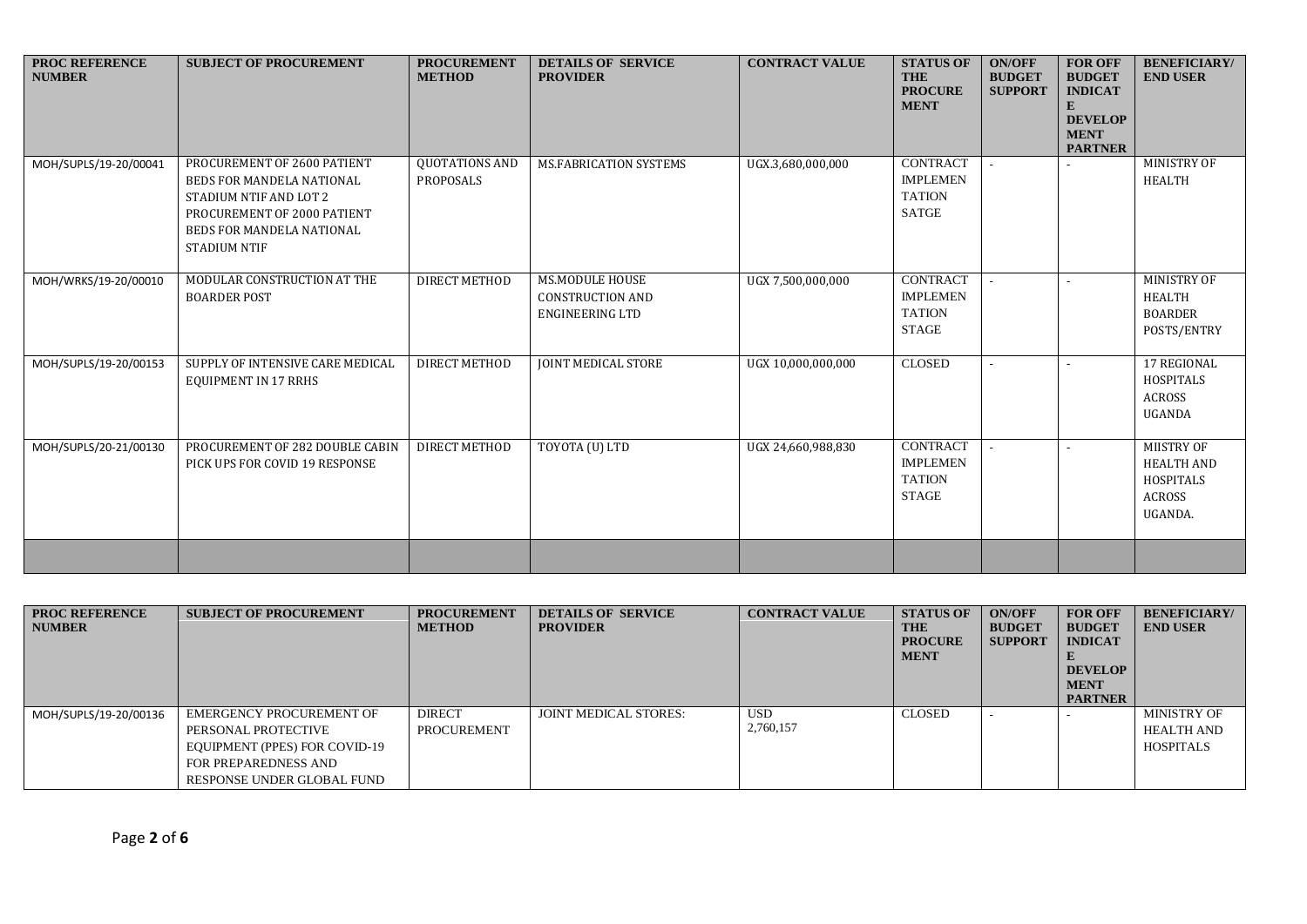| PROC REFERENCE NUMBER | SUBJECT OF PROCUREMENT | PROCUREMENT METHOD | DETAILS OF SERVICE PROVIDER | CONTRACT VALUE | STATUS OF THE PROCUREMENT | ON/OFF BUDGET SUPPORT | FOR OFF BUDGET INDICATE DEVELOPMENT PARTNER | BENEFICIARY/ END USER |
|---|---|---|---|---|---|---|---|---|
| MOH/SUPLS/19-20/00041 | PROCUREMENT OF 2600 PATIENT BEDS FOR MANDELA NATIONAL STADIUM NTIF AND LOT 2 PROCUREMENT OF 2000 PATIENT BEDS FOR MANDELA NATIONAL STADIUM NTIF | QUOTATIONS AND PROPOSALS | MS.FABRICATION SYSTEMS | UGX.3,680,000,000 | CONTRACT IMPLEMENTATION SATGE | - | - | MINISTRY OF HEALTH |
| MOH/WRKS/19-20/00010 | MODULAR CONSTRUCTION AT THE BOARDER POST | DIRECT METHOD | MS.MODULE HOUSE CONSTRUCTION AND ENGINEERING LTD | UGX 7,500,000,000 | CONTRACT IMPLEMENTATION STAGE | - | - | MINISTRY OF HEALTH BOARDER POSTS/ENTRY |
| MOH/SUPLS/19-20/00153 | SUPPLY OF INTENSIVE CARE MEDICAL EQUIPMENT IN 17 RRHS | DIRECT METHOD | JOINT MEDICAL STORE | UGX 10,000,000,000 | CLOSED | - | - | 17 REGIONAL HOSPITALS ACROSS UGANDA |
| MOH/SUPLS/20-21/00130 | PROCUREMENT OF 282 DOUBLE CABIN PICK UPS FOR COVID 19 RESPONSE | DIRECT METHOD | TOYOTA (U) LTD | UGX 24,660,988,830 | CONTRACT IMPLEMENTATION STAGE | - | - | MIISTRY OF HEALTH AND HOSPITALS ACROSS UGANDA. |
| | | | | | | | | |
| MOH/SUPLS/19-20/00136 | EMERGENCY PROCUREMENT OF PERSONAL PROTECTIVE EQUIPMENT (PPES) FOR COVID-19 FOR PREPAREDNESS AND RESPONSE UNDER GLOBAL FUND | DIRECT PROCUREMENT | JOINT MEDICAL STORES: | USD 2,760,157 | CLOSED | - | - | MINISTRY OF HEALTH AND HOSPITALS |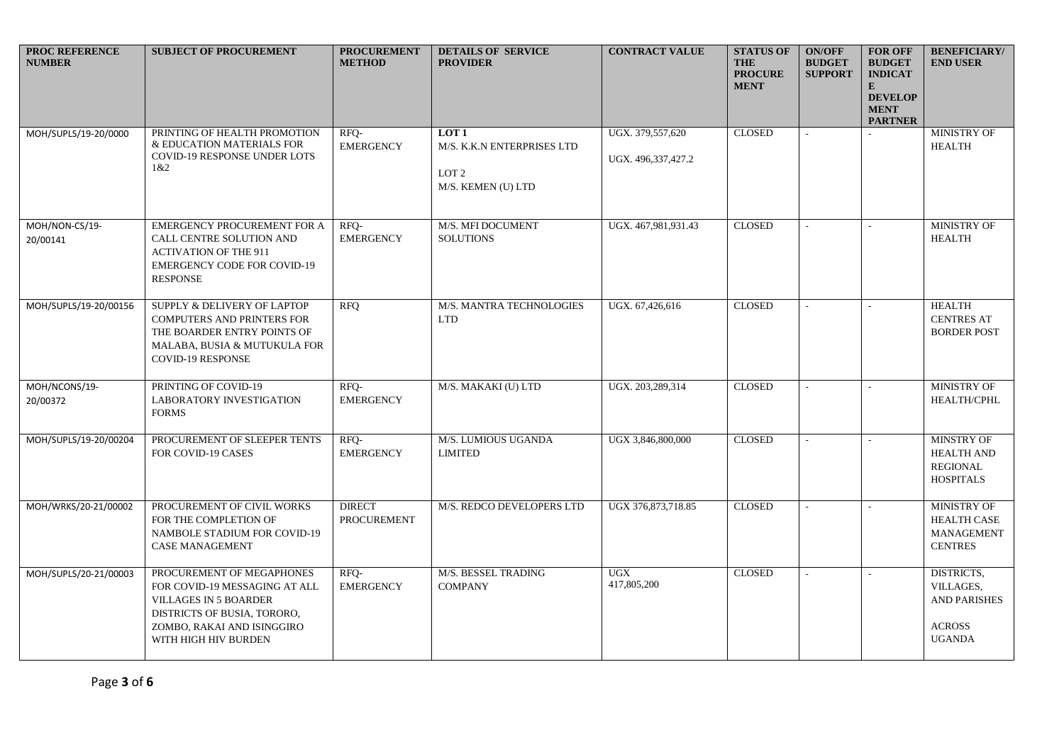| PROC REFERENCE NUMBER | SUBJECT OF PROCUREMENT | PROCUREMENT METHOD | DETAILS OF SERVICE PROVIDER | CONTRACT VALUE | STATUS OF THE PROCUREMENT | ON/OFF BUDGET SUPPORT | FOR OFF BUDGET INDICATE DEVELOPMENT PARTNER | BENEFICIARY/ END USER |
|---|---|---|---|---|---|---|---|---|
| MOH/SUPLS/19-20/0000 | PRINTING OF HEALTH PROMOTION & EDUCATION MATERIALS FOR COVID-19 RESPONSE UNDER LOTS 1&2 | RFQ-EMERGENCY | **LOT 1** M/S. K.K.N ENTERPRISES LTD<br>LOT 2 M/S. KEMEN (U) LTD | UGX. 379,557,620<br>UGX. 496,337,427.2 | CLOSED | - | - | MINISTRY OF HEALTH |
| MOH/NON-CS/19-20/00141 | EMERGENCY PROCUREMENT FOR A CALL CENTRE SOLUTION AND ACTIVATION OF THE 911 EMERGENCY CODE FOR COVID-19 RESPONSE | RFQ-EMERGENCY | M/S. MFI DOCUMENT SOLUTIONS | UGX. 467,981,931.43 | CLOSED | - | - | MINISTRY OF HEALTH |
| MOH/SUPLS/19-20/00156 | SUPPLY & DELIVERY OF LAPTOP COMPUTERS AND PRINTERS FOR THE BOARDER ENTRY POINTS OF MALABA, BUSIA & MUTUKULA FOR COVID-19 RESPONSE | RFQ | M/S. MANTRA TECHNOLOGIES LTD | UGX. 67,426,616 | CLOSED | - | - | HEALTH CENTRES AT BORDER POST |
| MOH/NCONS/19-20/00372 | PRINTING OF COVID-19 LABORATORY INVESTIGATION FORMS | RFQ-EMERGENCY | M/S. MAKAKI (U) LTD | UGX. 203,289,314 | CLOSED | - | - | MINISTRY OF HEALTH/CPHL |
| MOH/SUPLS/19-20/00204 | PROCUREMENT OF SLEEPER TENTS FOR COVID-19 CASES | RFQ-EMERGENCY | M/S. LUMIOUS UGANDA LIMITED | UGX 3,846,800,000 | CLOSED | - | - | MINSTRY OF HEALTH AND REGIONAL HOSPITALS |
| MOH/WRKS/20-21/00002 | PROCUREMENT OF CIVIL WORKS FOR THE COMPLETION OF NAMBOLE STADIUM FOR COVID-19 CASE MANAGEMENT | DIRECT PROCUREMENT | M/S. REDCO DEVELOPERS LTD | UGX 376,873,718.85 | CLOSED | - | - | MINISTRY OF HEALTH CASE MANAGEMENT CENTRES |
| MOH/SUPLS/20-21/00003 | PROCUREMENT OF MEGAPHONES FOR COVID-19 MESSAGING AT ALL VILLAGES IN 5 BOARDER DISTRICTS OF BUSIA, TORORO, ZOMBO, RAKAI AND ISINGGIRO WITH HIGH HIV BURDEN | RFQ-EMERGENCY | M/S. BESSEL TRADING COMPANY | UGX 417,805,200 | CLOSED | - | - | DISTRICTS, VILLAGES, AND PARISHES ACROSS UGANDA |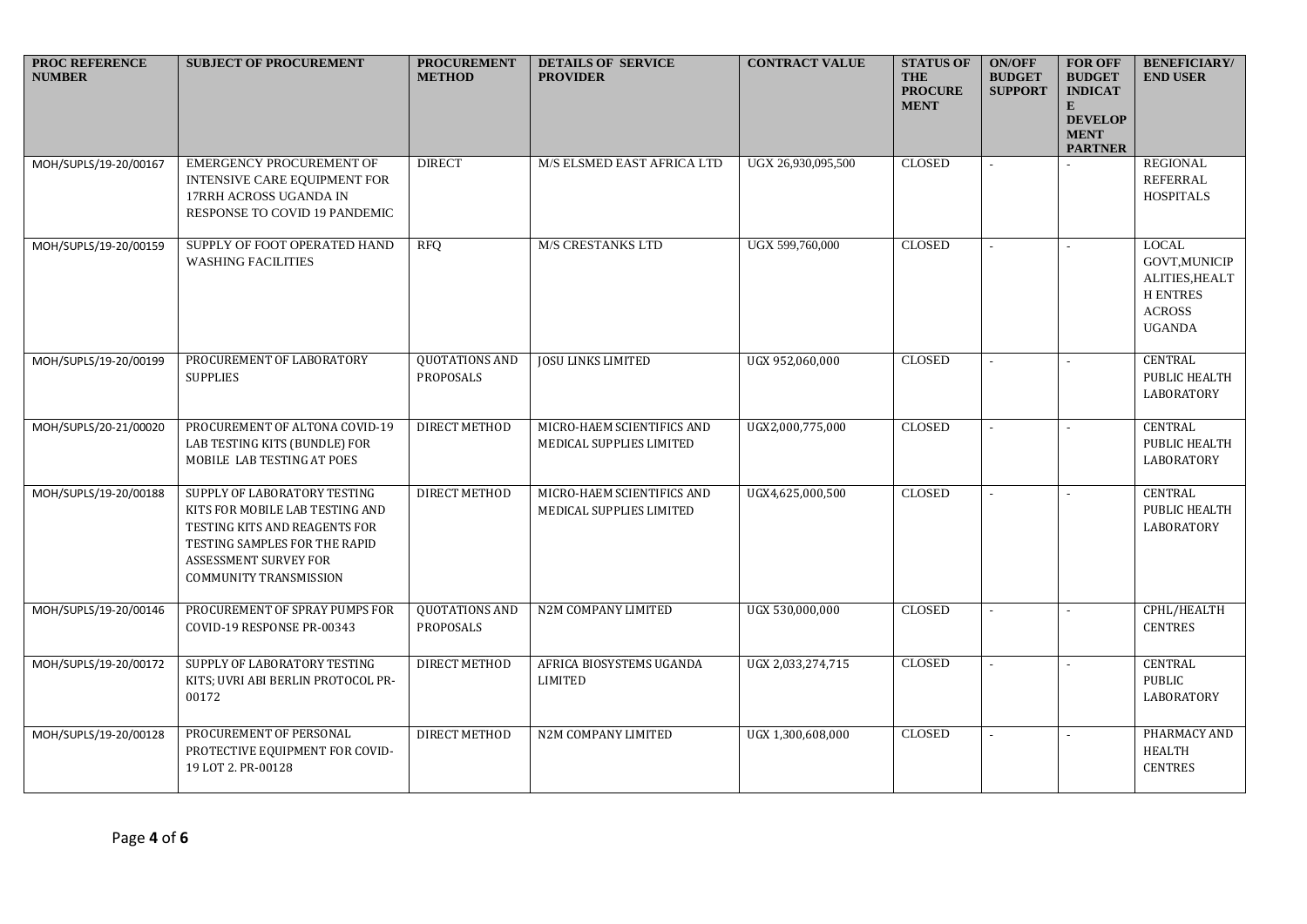| PROC REFERENCE NUMBER | SUBJECT OF PROCUREMENT | PROCUREMENT METHOD | DETAILS OF SERVICE PROVIDER | CONTRACT VALUE | STATUS OF THE PROCUREMENT | ON/OFF BUDGET SUPPORT | FOR OFF BUDGET INDICATE DEVELOPMENT PARTNER | BENEFICIARY/ END USER |
|---|---|---|---|---|---|---|---|---|
| MOH/SUPLS/19-20/00167 | EMERGENCY PROCUREMENT OF INTENSIVE CARE EQUIPMENT FOR 17RRH ACROSS UGANDA IN RESPONSE TO COVID 19 PANDEMIC | DIRECT | M/S ELSMED EAST AFRICA LTD | UGX 26,930,095,500 | CLOSED | - | - | REGIONAL REFERRAL HOSPITALS |
| MOH/SUPLS/19-20/00159 | SUPPLY OF FOOT OPERATED HAND WASHING FACILITIES | RFQ | M/S CRESTANKS LTD | UGX 599,760,000 | CLOSED | - | - | LOCAL GOVT,MUNICIPALITIES,HEALTH ENTRES ACROSS UGANDA |
| MOH/SUPLS/19-20/00199 | PROCUREMENT OF LABORATORY SUPPLIES | QUOTATIONS AND PROPOSALS | JOSU LINKS LIMITED | UGX 952,060,000 | CLOSED | - | - | CENTRAL PUBLIC HEALTH LABORATORY |
| MOH/SUPLS/20-21/00020 | PROCUREMENT OF ALTONA COVID-19 LAB TESTING KITS (BUNDLE) FOR MOBILE LAB TESTING AT POES | DIRECT METHOD | MICRO-HAEM SCIENTIFICS AND MEDICAL SUPPLIES LIMITED | UGX2,000,775,000 | CLOSED | - | - | CENTRAL PUBLIC HEALTH LABORATORY |
| MOH/SUPLS/19-20/00188 | SUPPLY OF LABORATORY TESTING KITS FOR MOBILE LAB TESTING AND TESTING KITS AND REAGENTS FOR TESTING SAMPLES FOR THE RAPID ASSESSMENT SURVEY FOR COMMUNITY TRANSMISSION | DIRECT METHOD | MICRO-HAEM SCIENTIFICS AND MEDICAL SUPPLIES LIMITED | UGX4,625,000,500 | CLOSED | - | - | CENTRAL PUBLIC HEALTH LABORATORY |
| MOH/SUPLS/19-20/00146 | PROCUREMENT OF SPRAY PUMPS FOR COVID-19 RESPONSE PR-00343 | QUOTATIONS AND PROPOSALS | N2M COMPANY LIMITED | UGX 530,000,000 | CLOSED | - | - | CPHL/HEALTH CENTRES |
| MOH/SUPLS/19-20/00172 | SUPPLY OF LABORATORY TESTING KITS; UVRI ABI BERLIN PROTOCOL PR-00172 | DIRECT METHOD | AFRICA BIOSYSTEMS UGANDA LIMITED | UGX 2,033,274,715 | CLOSED | - | - | CENTRAL PUBLIC LABORATORY |
| MOH/SUPLS/19-20/00128 | PROCUREMENT OF PERSONAL PROTECTIVE EQUIPMENT FOR COVID-19 LOT 2. PR-00128 | DIRECT METHOD | N2M COMPANY LIMITED | UGX 1,300,608,000 | CLOSED | - | - | PHARMACY AND HEALTH CENTRES |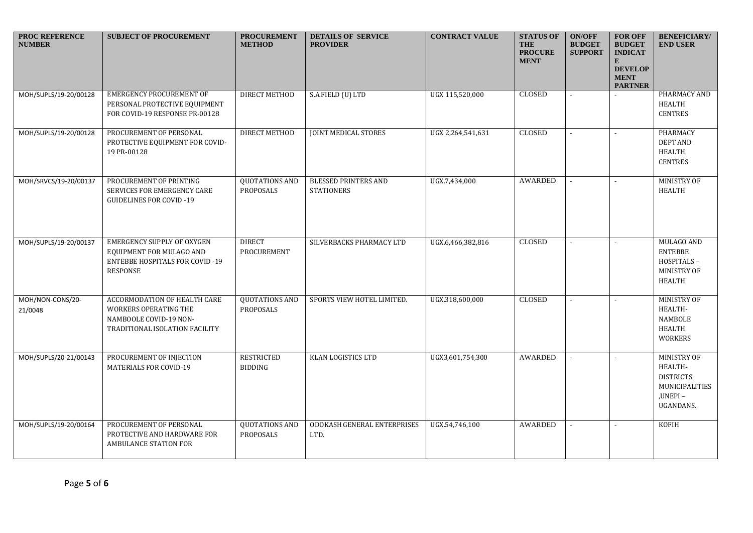| PROC REFERENCE NUMBER | SUBJECT OF PROCUREMENT | PROCUREMENT METHOD | DETAILS OF SERVICE PROVIDER | CONTRACT VALUE | STATUS OF THE PROCUREMENT | ON/OFF BUDGET SUPPORT | FOR OFF BUDGET INDICATE DEVELOPMENT PARTNER | BENEFICIARY/ END USER |
|---|---|---|---|---|---|---|---|---|
| MOH/SUPLS/19-20/00128 | EMERGENCY PROCUREMENT OF PERSONAL PROTECTIVE EQUIPMENT FOR COVID-19 RESPONSE PR-00128 | DIRECT METHOD | S.A.FIELD (U) LTD | UGX 115,520,000 | CLOSED | - | - | PHARMACY AND HEALTH CENTRES |
| MOH/SUPLS/19-20/00128 | PROCUREMENT OF PERSONAL PROTECTIVE EQUIPMENT FOR COVID-19 PR-00128 | DIRECT METHOD | JOINT MEDICAL STORES | UGX 2,264,541,631 | CLOSED | - | - | PHARMACY DEPT AND HEALTH CENTRES |
| MOH/SRVCS/19-20/00137 | PROCUREMENT OF PRINTING SERVICES FOR EMERGENCY CARE GUIDELINES FOR COVID -19 | QUOTATIONS AND PROPOSALS | BLESSED PRINTERS AND STATIONERS | UGX.7,434,000 | AWARDED | - | - | MINISTRY OF HEALTH |
| MOH/SUPLS/19-20/00137 | EMERGENCY SUPPLY OF OXYGEN EQUIPMENT FOR MULAGO AND ENTEBBE HOSPITALS FOR COVID -19 RESPONSE | DIRECT PROCUREMENT | SILVERBACKS PHARMACY LTD | UGX.6,466,382,816 | CLOSED | - | - | MULAGO AND ENTEBBE HOSPITALS – MINISTRY OF HEALTH |
| MOH/NON-CONS/20-21/0048 | ACCORMODATION OF HEALTH CARE WORKERS OPERATING THE NAMBOOLE COVID-19 NON-TRADITIONAL ISOLATION FACILITY | QUOTATIONS AND PROPOSALS | SPORTS VIEW HOTEL LIMITED. | UGX.318,600,000 | CLOSED | - | - | MINISTRY OF HEALTH- NAMBOLE HEALTH WORKERS |
| MOH/SUPLS/20-21/00143 | PROCUREMENT OF INJECTION MATERIALS FOR COVID-19 | RESTRICTED BIDDING | KLAN LOGISTICS LTD | UGX3,601,754,300 | AWARDED | - | - | MINISTRY OF HEALTH- DISTRICTS MUNICIPALITIES ,UNEPI – UGANDANS. |
| MOH/SUPLS/19-20/00164 | PROCUREMENT OF PERSONAL PROTECTIVE AND HARDWARE FOR AMBULANCE STATION FOR | QUOTATIONS AND PROPOSALS | ODOKASH GENERAL ENTERPRISES LTD. | UGX.54,746,100 | AWARDED | - | - | KOFIH |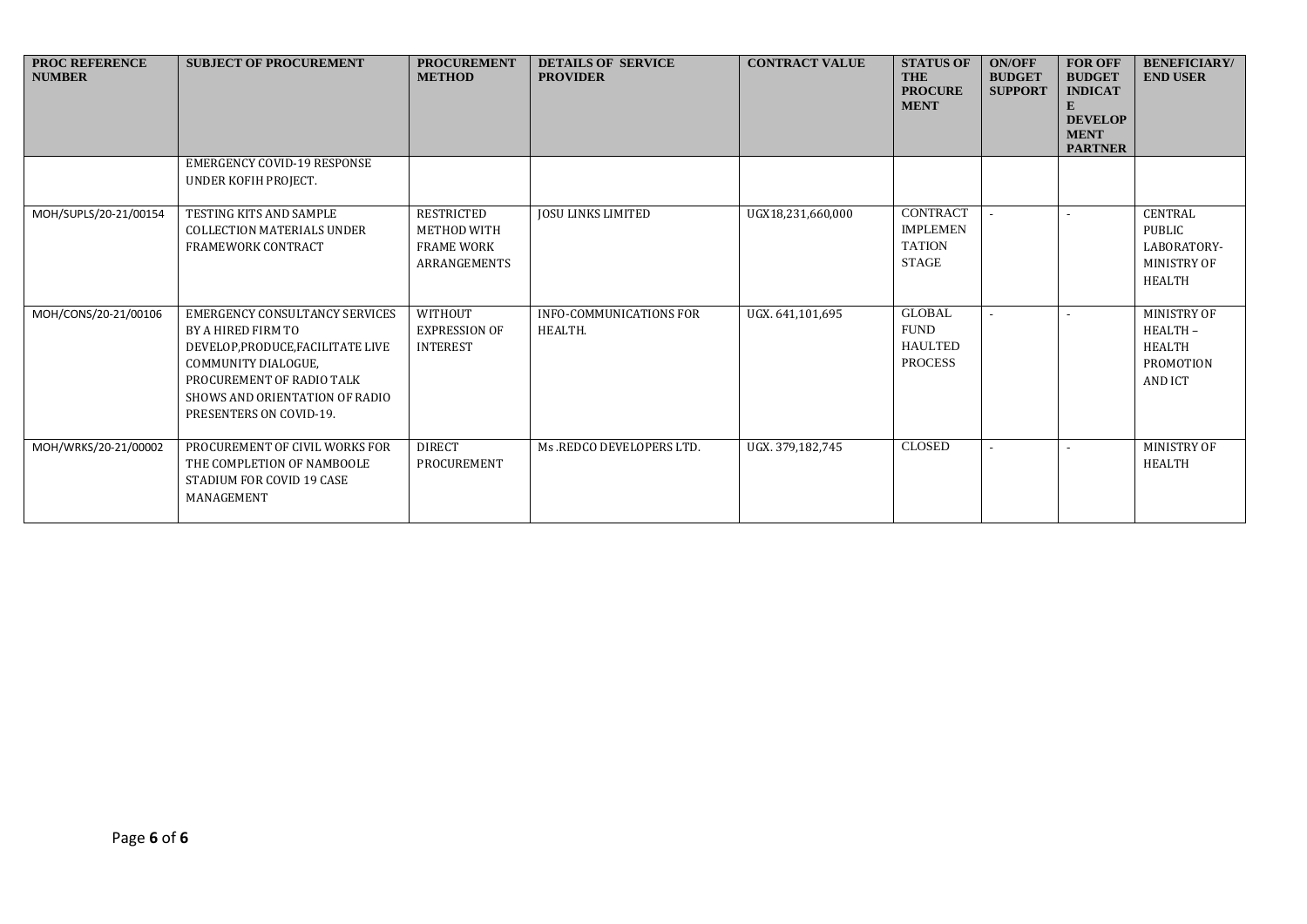| PROC REFERENCE NUMBER | SUBJECT OF PROCUREMENT | PROCUREMENT METHOD | DETAILS OF SERVICE PROVIDER | CONTRACT VALUE | STATUS OF THE PROCUREMENT | ON/OFF BUDGET SUPPORT | FOR OFF BUDGET INDICATE DEVELOPMENT PARTNER | BENEFICIARY/ END USER |
|---|---|---|---|---|---|---|---|---|
| | EMERGENCY COVID-19 RESPONSE UNDER KOFIH PROJECT. | | | | | | | |
| MOH/SUPLS/20-21/00154 | TESTING KITS AND SAMPLE COLLECTION MATERIALS UNDER FRAMEWORK CONTRACT | RESTRICTED METHOD WITH FRAME WORK ARRANGEMENTS | JOSU LINKS LIMITED | UGX18,231,660,000 | CONTRACT IMPLEMENTATION STAGE | - | - | CENTRAL PUBLIC LABORATORY- MINISTRY OF HEALTH |
| MOH/CONS/20-21/00106 | EMERGENCY CONSULTANCY SERVICES BY A HIRED FIRM TO DEVELOP,PRODUCE,FACILITATE LIVE COMMUNITY DIALOGUE, PROCUREMENT OF RADIO TALK SHOWS AND ORIENTATION OF RADIO PRESENTERS ON COVID-19. | WITHOUT EXPRESSION OF INTEREST | INFO-COMMUNICATIONS FOR HEALTH. | UGX. 641,101,695 | GLOBAL FUND HAULTED PROCESS | - | - | MINISTRY OF HEALTH – HEALTH PROMOTION AND ICT |
| MOH/WRKS/20-21/00002 | PROCUREMENT OF CIVIL WORKS FOR THE COMPLETION OF NAMBOOLE STADIUM FOR COVID 19 CASE MANAGEMENT | DIRECT PROCUREMENT | Ms .REDCO DEVELOPERS LTD. | UGX. 379,182,745 | CLOSED | - | - | MINISTRY OF HEALTH |